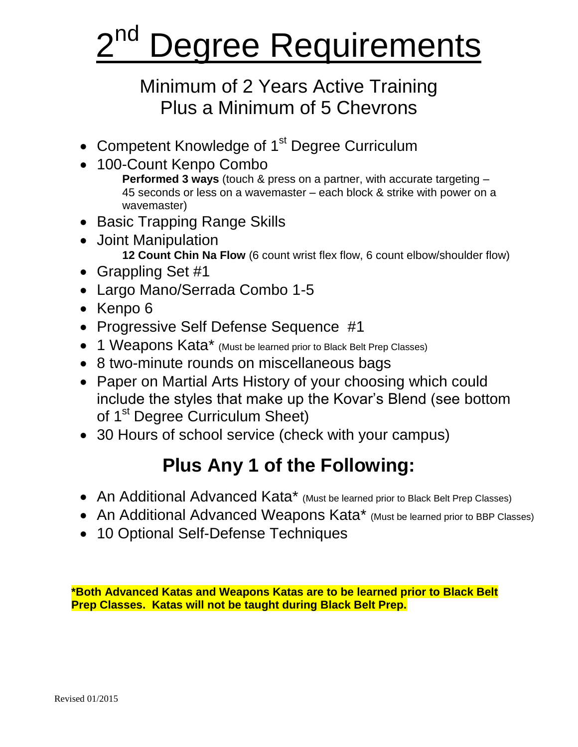# 2nd Degree Requirements

## Minimum of 2 Years Active Training
## Plus a Minimum of 5 Chevrons

- Competent Knowledge of 1st Degree Curriculum
- 100-Count Kenpo Combo
  **Performed 3 ways** (touch & press on a partner, with accurate targeting – 45 seconds or less on a wavemaster – each block & strike with power on a wavemaster)
- Basic Trapping Range Skills
- Joint Manipulation
  **12 Count Chin Na Flow** (6 count wrist flex flow, 6 count elbow/shoulder flow)
- Grappling Set #1
- Largo Mano/Serrada Combo 1-5
- Kenpo 6
- Progressive Self Defense Sequence #1
- 1 Weapons Kata* (Must be learned prior to Black Belt Prep Classes)
- 8 two-minute rounds on miscellaneous bags
- Paper on Martial Arts History of your choosing which could include the styles that make up the Kovar's Blend (see bottom of 1st Degree Curriculum Sheet)
- 30 Hours of school service (check with your campus)

## Plus Any 1 of the Following:

- An Additional Advanced Kata* (Must be learned prior to Black Belt Prep Classes)
- An Additional Advanced Weapons Kata* (Must be learned prior to BBP Classes)
- 10 Optional Self-Defense Techniques

**\*Both Advanced Katas and Weapons Katas are to be learned prior to Black Belt Prep Classes. Katas will not be taught during Black Belt Prep.**

Revised 01/2015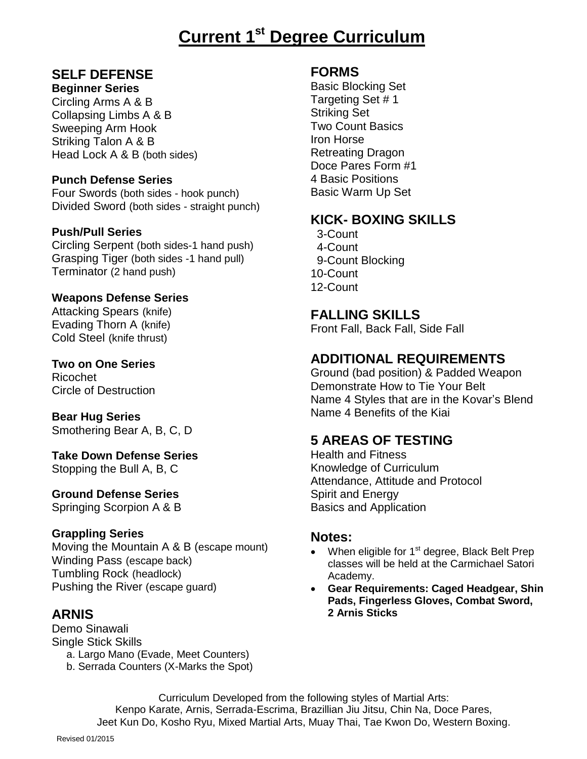# Current 1st Degree Curriculum

## SELF DEFENSE

**Beginner Series**
Circling Arms A & B
Collapsing Limbs A & B
Sweeping Arm Hook
Striking Talon A & B
Head Lock A & B (both sides)

**Punch Defense Series**
Four Swords (both sides - hook punch)
Divided Sword (both sides - straight punch)

**Push/Pull Series**
Circling Serpent (both sides-1 hand push)
Grasping Tiger (both sides -1 hand pull)
Terminator (2 hand push)

**Weapons Defense Series**
Attacking Spears (knife)
Evading Thorn A (knife)
Cold Steel (knife thrust)

**Two on One Series**
Ricochet
Circle of Destruction

**Bear Hug Series**
Smothering Bear A, B, C, D

**Take Down Defense Series**
Stopping the Bull A, B, C

**Ground Defense Series**
Springing Scorpion A & B

**Grappling Series**
Moving the Mountain A & B (escape mount)
Winding Pass (escape back)
Tumbling Rock (headlock)
Pushing the River (escape guard)

## ARNIS

Demo Sinawali
Single Stick Skills
 a. Largo Mano (Evade, Meet Counters)
 b. Serrada Counters (X-Marks the Spot)

## FORMS

Basic Blocking Set
Targeting Set # 1
Striking Set
Two Count Basics
Iron Horse
Retreating Dragon
Doce Pares Form #1
4 Basic Positions
Basic Warm Up Set

## KICK- BOXING SKILLS

3-Count
4-Count
9-Count Blocking
10-Count
12-Count

## FALLING SKILLS

Front Fall, Back Fall, Side Fall

## ADDITIONAL REQUIREMENTS

Ground (bad position) & Padded Weapon
Demonstrate How to Tie Your Belt
Name 4 Styles that are in the Kovar's Blend
Name 4 Benefits of the Kiai

## 5 AREAS OF TESTING

Health and Fitness
Knowledge of Curriculum
Attendance, Attitude and Protocol
Spirit and Energy
Basics and Application

## Notes:

- When eligible for 1st degree, Black Belt Prep classes will be held at the Carmichael Satori Academy.
- **Gear Requirements: Caged Headgear, Shin Pads, Fingerless Gloves, Combat Sword, 2 Arnis Sticks**

Curriculum Developed from the following styles of Martial Arts:
Kenpo Karate, Arnis, Serrada-Escrima, Brazillian Jiu Jitsu, Chin Na, Doce Pares, Jeet Kun Do, Kosho Ryu, Mixed Martial Arts, Muay Thai, Tae Kwon Do, Western Boxing.

Revised 01/2015